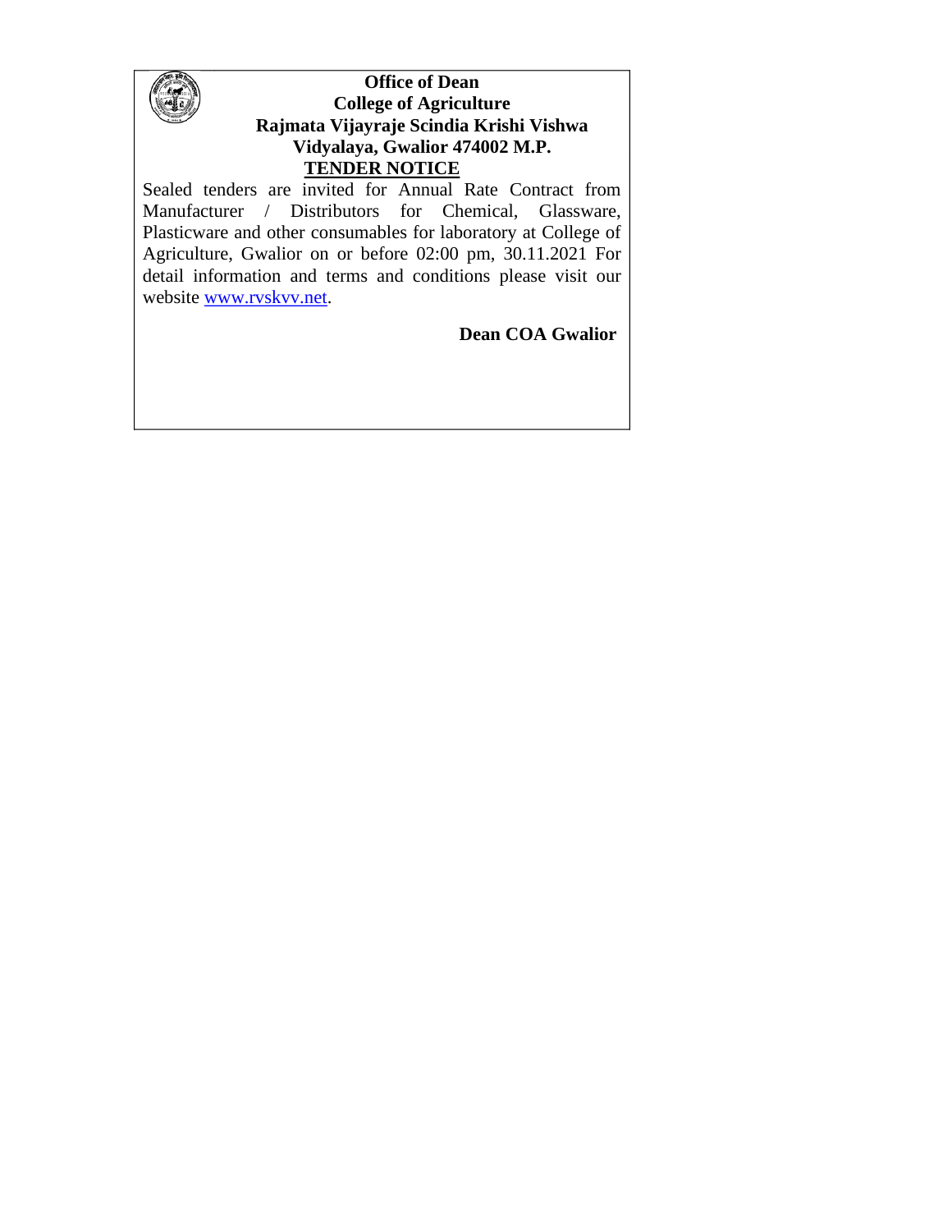**Office of Dean**
**College of Agriculture**
**Rajmata Vijayraje Scindia Krishi Vishwa Vidyalaya, Gwalior 474002 M.P.**

**<u>TENDER NOTICE</u>**

Sealed tenders are invited for Annual Rate Contract from Manufacturer / Distributors for Chemical, Glassware, Plasticware and other consumables for laboratory at College of Agriculture, Gwalior on or before 02:00 pm, 30.11.2021 For detail information and terms and conditions please visit our website www.rvskvv.net.

**Dean COA Gwalior**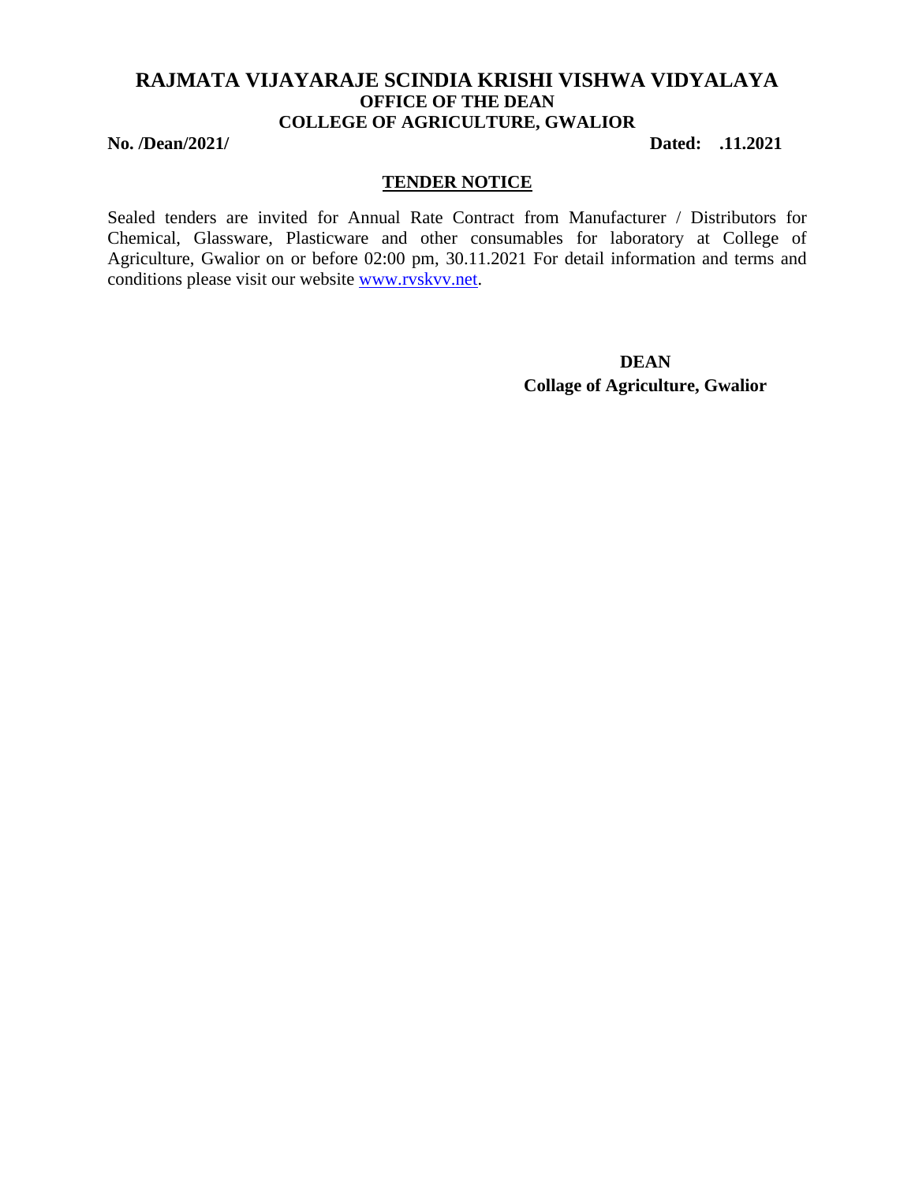# RAJMATA VIJAYARAJE SCINDIA KRISHI VISHWA VIDYALAYA

## OFFICE OF THE DEAN

## COLLEGE OF AGRICULTURE, GWALIOR

**No. /Dean/2021/** **Dated: .11.2021**

## TENDER NOTICE

Sealed tenders are invited for Annual Rate Contract from Manufacturer / Distributors for Chemical, Glassware, Plasticware and other consumables for laboratory at College of Agriculture, Gwalior on or before 02:00 pm, 30.11.2021 For detail information and terms and conditions please visit our website www.rvskvv.net.

**DEAN**

**Collage of Agriculture, Gwalior**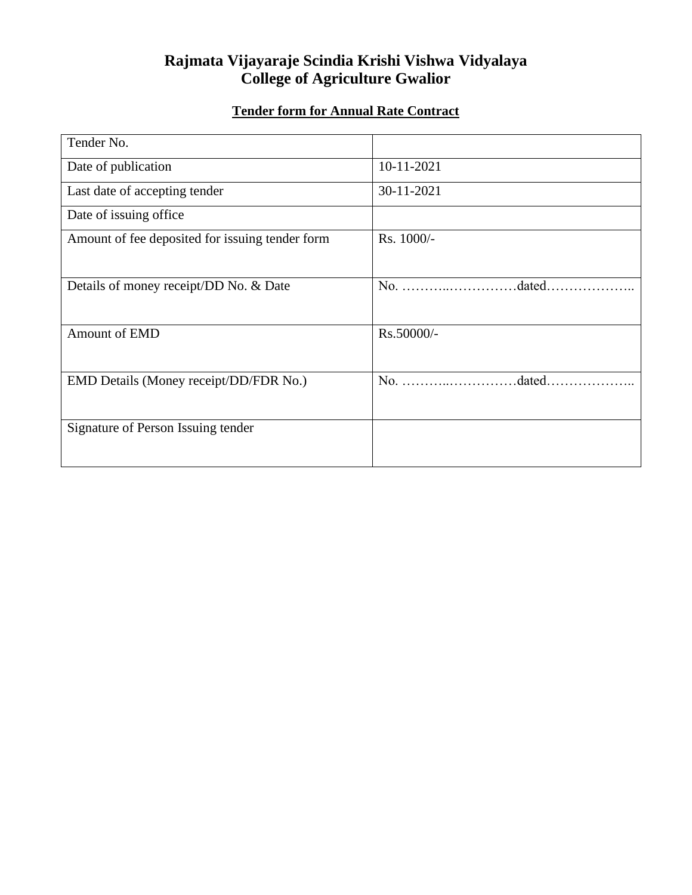# Rajmata Vijayaraje Scindia Krishi Vishwa Vidyalaya
# College of Agriculture Gwalior

## Tender form for Annual Rate Contract

| | |
|---|---|
| Tender No. | |
| Date of publication | 10-11-2021 |
| Last date of accepting tender | 30-11-2021 |
| Date of issuing office | |
| Amount of fee deposited for issuing tender form | Rs. 1000/- |
| Details of money receipt/DD No. & Date | No. ………..……………dated……………….. |
| Amount of EMD | Rs.50000/- |
| EMD Details (Money receipt/DD/FDR No.) | No. ………..……………dated……………….. |
| Signature of Person Issuing tender | |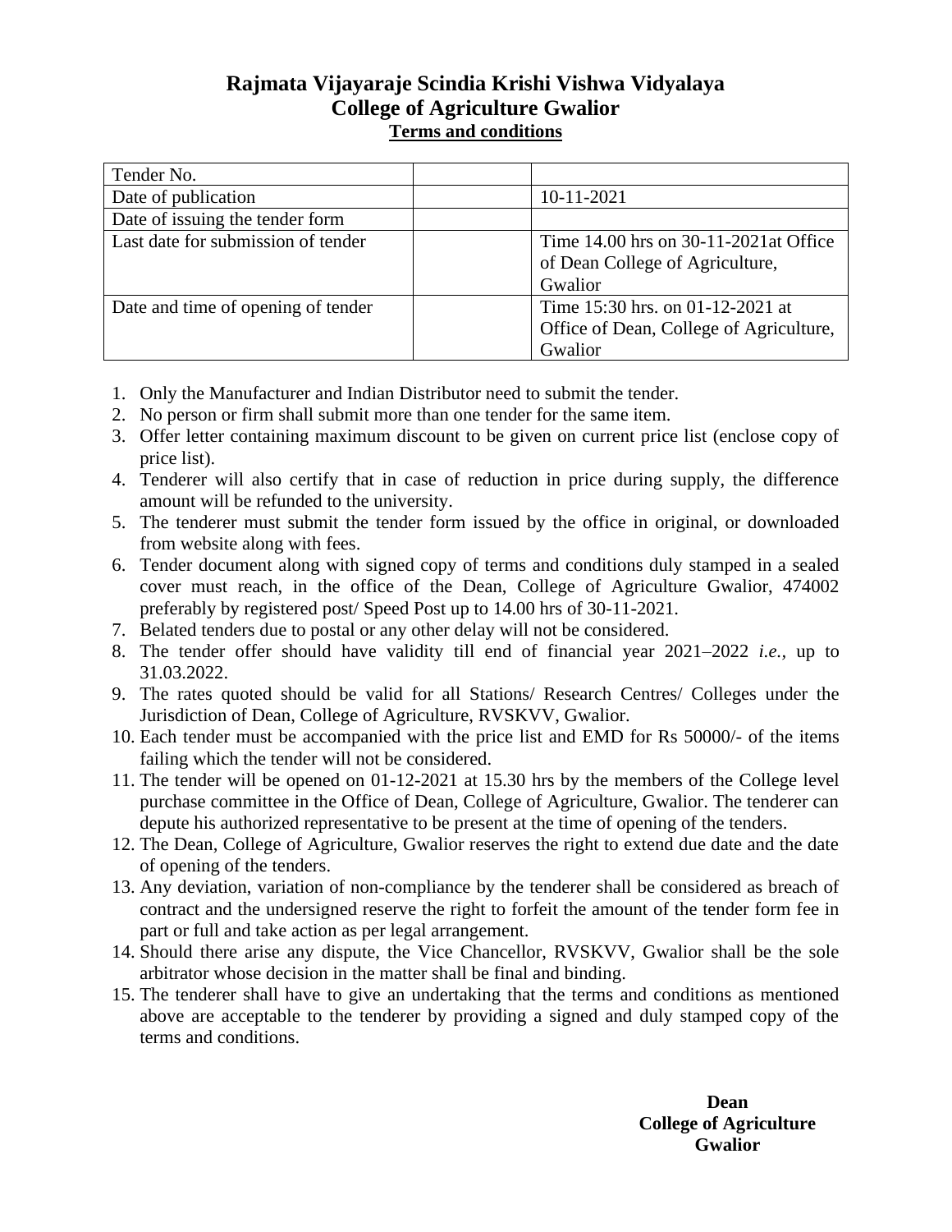# Rajmata Vijayaraje Scindia Krishi Vishwa Vidyalaya
## College of Agriculture Gwalior
### Terms and conditions

| | | |
|---|---|---|
| Tender No. | | |
| Date of publication | | 10-11-2021 |
| Date of issuing the tender form | | |
| Last date for submission of tender | | Time 14.00 hrs on 30-11-2021at Office of Dean College of Agriculture, Gwalior |
| Date and time of opening of tender | | Time 15:30 hrs. on 01-12-2021 at Office of Dean, College of Agriculture, Gwalior |

1. Only the Manufacturer and Indian Distributor need to submit the tender.
2. No person or firm shall submit more than one tender for the same item.
3. Offer letter containing maximum discount to be given on current price list (enclose copy of price list).
4. Tenderer will also certify that in case of reduction in price during supply, the difference amount will be refunded to the university.
5. The tenderer must submit the tender form issued by the office in original, or downloaded from website along with fees.
6. Tender document along with signed copy of terms and conditions duly stamped in a sealed cover must reach, in the office of the Dean, College of Agriculture Gwalior, 474002 preferably by registered post/ Speed Post up to 14.00 hrs of 30-11-2021.
7. Belated tenders due to postal or any other delay will not be considered.
8. The tender offer should have validity till end of financial year 2021–2022 *i.e.*, up to 31.03.2022.
9. The rates quoted should be valid for all Stations/ Research Centres/ Colleges under the Jurisdiction of Dean, College of Agriculture, RVSKVV, Gwalior.
10. Each tender must be accompanied with the price list and EMD for Rs 50000/- of the items failing which the tender will not be considered.
11. The tender will be opened on 01-12-2021 at 15.30 hrs by the members of the College level purchase committee in the Office of Dean, College of Agriculture, Gwalior. The tenderer can depute his authorized representative to be present at the time of opening of the tenders.
12. The Dean, College of Agriculture, Gwalior reserves the right to extend due date and the date of opening of the tenders.
13. Any deviation, variation of non-compliance by the tenderer shall be considered as breach of contract and the undersigned reserve the right to forfeit the amount of the tender form fee in part or full and take action as per legal arrangement.
14. Should there arise any dispute, the Vice Chancellor, RVSKVV, Gwalior shall be the sole arbitrator whose decision in the matter shall be final and binding.
15. The tenderer shall have to give an undertaking that the terms and conditions as mentioned above are acceptable to the tenderer by providing a signed and duly stamped copy of the terms and conditions.

**Dean**
**College of Agriculture**
**Gwalior**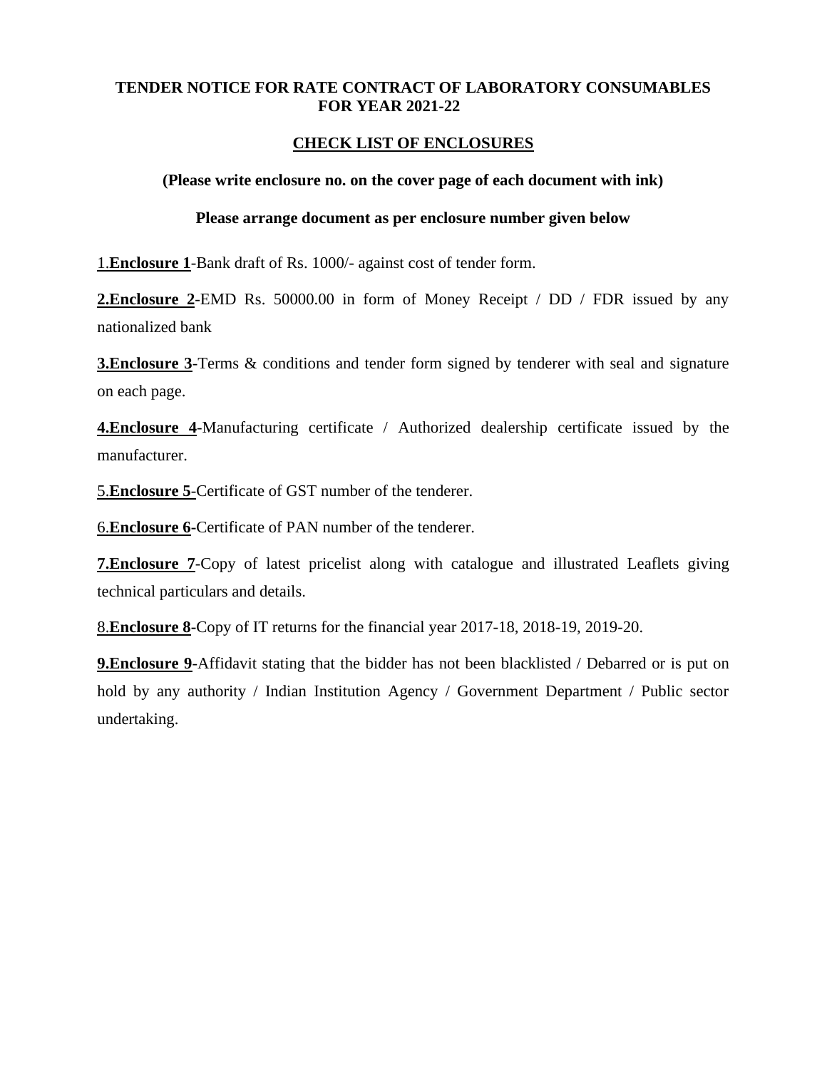**TENDER NOTICE FOR RATE CONTRACT OF LABORATORY CONSUMABLES FOR YEAR 2021-22**

**CHECK LIST OF ENCLOSURES**

**(Please write enclosure no. on the cover page of each document with ink)**

**Please arrange document as per enclosure number given below**

1.**Enclosure 1**-Bank draft of Rs. 1000/- against cost of tender form.

**2.Enclosure 2**-EMD Rs. 50000.00 in form of Money Receipt / DD / FDR issued by any nationalized bank

**3.Enclosure 3**-Terms & conditions and tender form signed by tenderer with seal and signature on each page.

**4.Enclosure 4**-Manufacturing certificate / Authorized dealership certificate issued by the manufacturer.

5.**Enclosure 5-**Certificate of GST number of the tenderer.

6.**Enclosure 6-**Certificate of PAN number of the tenderer.

**7.Enclosure 7**-Copy of latest pricelist along with catalogue and illustrated Leaflets giving technical particulars and details.

8.**Enclosure 8-**Copy of IT returns for the financial year 2017-18, 2018-19, 2019-20.

**9.Enclosure 9**-Affidavit stating that the bidder has not been blacklisted / Debarred or is put on hold by any authority / Indian Institution Agency / Government Department / Public sector undertaking.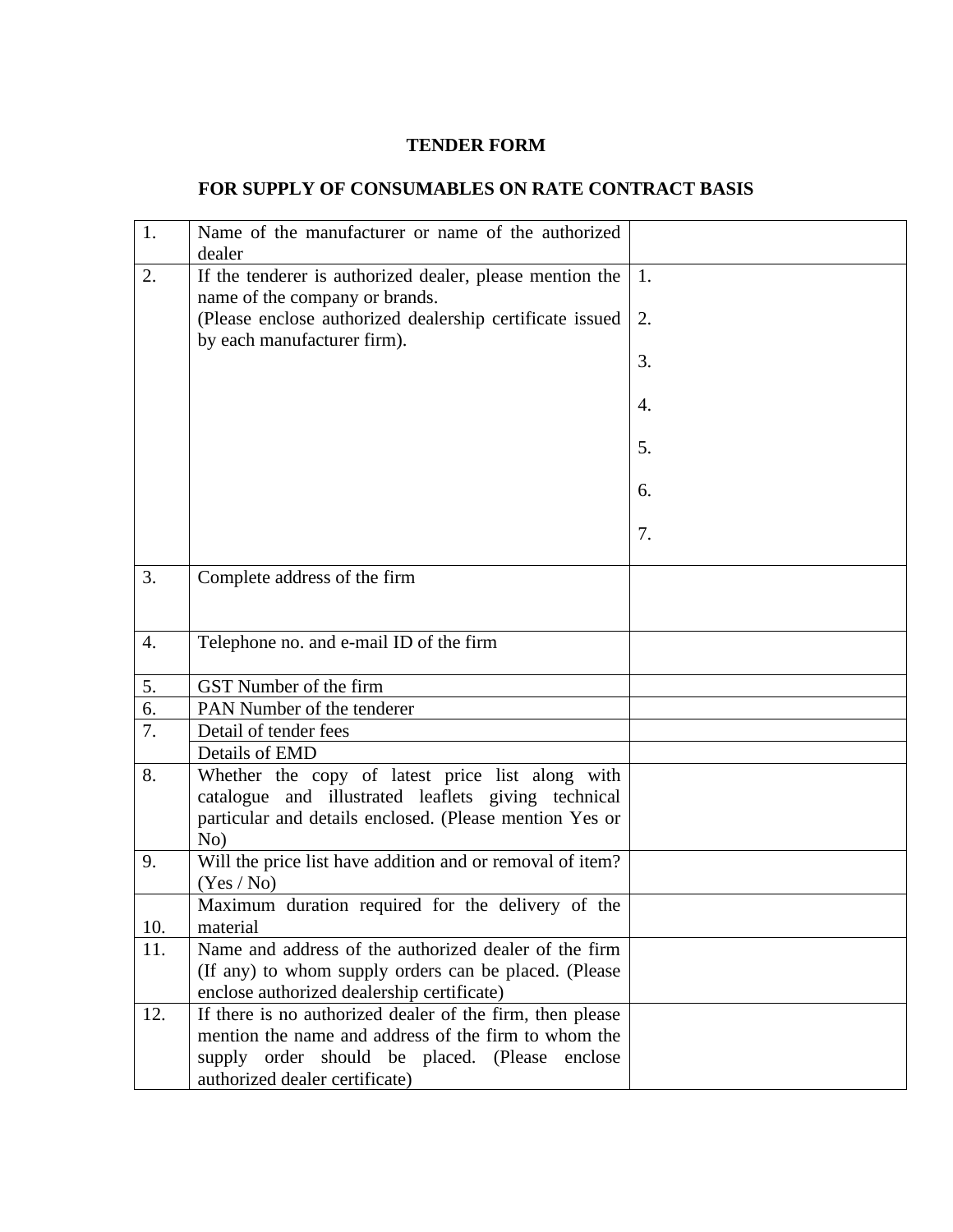**TENDER FORM**

**FOR SUPPLY OF CONSUMABLES ON RATE CONTRACT BASIS**

| | | |
|---|---|---|
| 1. | Name of the manufacturer or name of the authorized dealer | |
| 2. | If the tenderer is authorized dealer, please mention the name of the company or brands.<br>(Please enclose authorized dealership certificate issued by each manufacturer firm). | 1.<br><br>2.<br><br>3.<br><br>4.<br><br>5.<br><br>6.<br><br>7. |
| 3. | Complete address of the firm | |
| 4. | Telephone no. and e-mail ID of the firm | |
| 5. | GST Number of the firm | |
| 6. | PAN Number of the tenderer | |
| 7. | Detail of tender fees | |
| | Details of EMD | |
| 8. | Whether the copy of latest price list along with catalogue and illustrated leaflets giving technical particular and details enclosed. (Please mention Yes or No) | |
| 9. | Will the price list have addition and or removal of item? (Yes / No) | |
| 10. | Maximum duration required for the delivery of the material | |
| 11. | Name and address of the authorized dealer of the firm (If any) to whom supply orders can be placed. (Please enclose authorized dealership certificate) | |
| 12. | If there is no authorized dealer of the firm, then please mention the name and address of the firm to whom the supply order should be placed. (Please enclose authorized dealer certificate) | |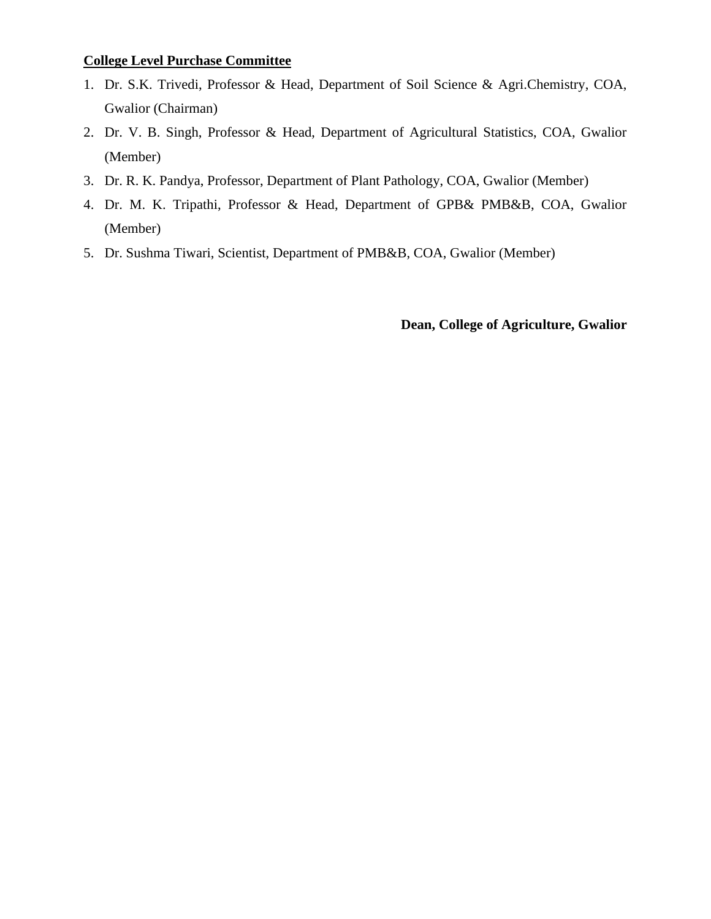**<u>College Level Purchase Committee</u>**

1. Dr. S.K. Trivedi, Professor & Head, Department of Soil Science & Agri.Chemistry, COA, Gwalior (Chairman)
2. Dr. V. B. Singh, Professor & Head, Department of Agricultural Statistics, COA, Gwalior (Member)
3. Dr. R. K. Pandya, Professor, Department of Plant Pathology, COA, Gwalior (Member)
4. Dr. M. K. Tripathi, Professor & Head, Department of GPB& PMB&B, COA, Gwalior (Member)
5. Dr. Sushma Tiwari, Scientist, Department of PMB&B, COA, Gwalior (Member)

**Dean, College of Agriculture, Gwalior**